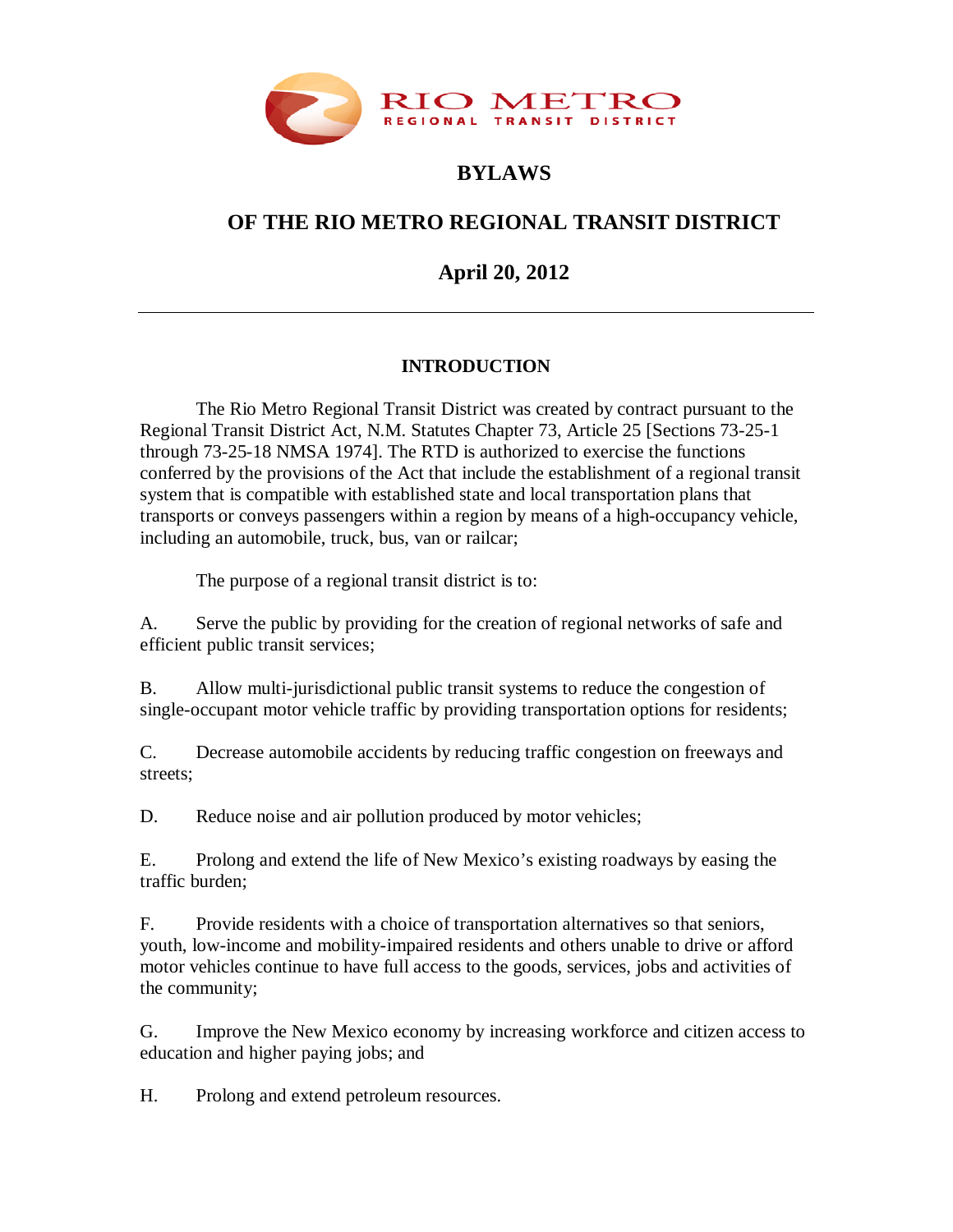RIO METRO
REGIONAL TRANSIT DISTRICT

# BYLAWS

# OF THE RIO METRO REGIONAL TRANSIT DISTRICT

## April 20, 2012

---

## INTRODUCTION

The Rio Metro Regional Transit District was created by contract pursuant to the Regional Transit District Act, N.M. Statutes Chapter 73, Article 25 [Sections 73-25-1 through 73-25-18 NMSA 1974]. The RTD is authorized to exercise the functions conferred by the provisions of the Act that include the establishment of a regional transit system that is compatible with established state and local transportation plans that transports or conveys passengers within a region by means of a high-occupancy vehicle, including an automobile, truck, bus, van or railcar;

The purpose of a regional transit district is to:

A. Serve the public by providing for the creation of regional networks of safe and efficient public transit services;

B. Allow multi-jurisdictional public transit systems to reduce the congestion of single-occupant motor vehicle traffic by providing transportation options for residents;

C. Decrease automobile accidents by reducing traffic congestion on freeways and streets;

D. Reduce noise and air pollution produced by motor vehicles;

E. Prolong and extend the life of New Mexico's existing roadways by easing the traffic burden;

F. Provide residents with a choice of transportation alternatives so that seniors, youth, low-income and mobility-impaired residents and others unable to drive or afford motor vehicles continue to have full access to the goods, services, jobs and activities of the community;

G. Improve the New Mexico economy by increasing workforce and citizen access to education and higher paying jobs; and

H. Prolong and extend petroleum resources.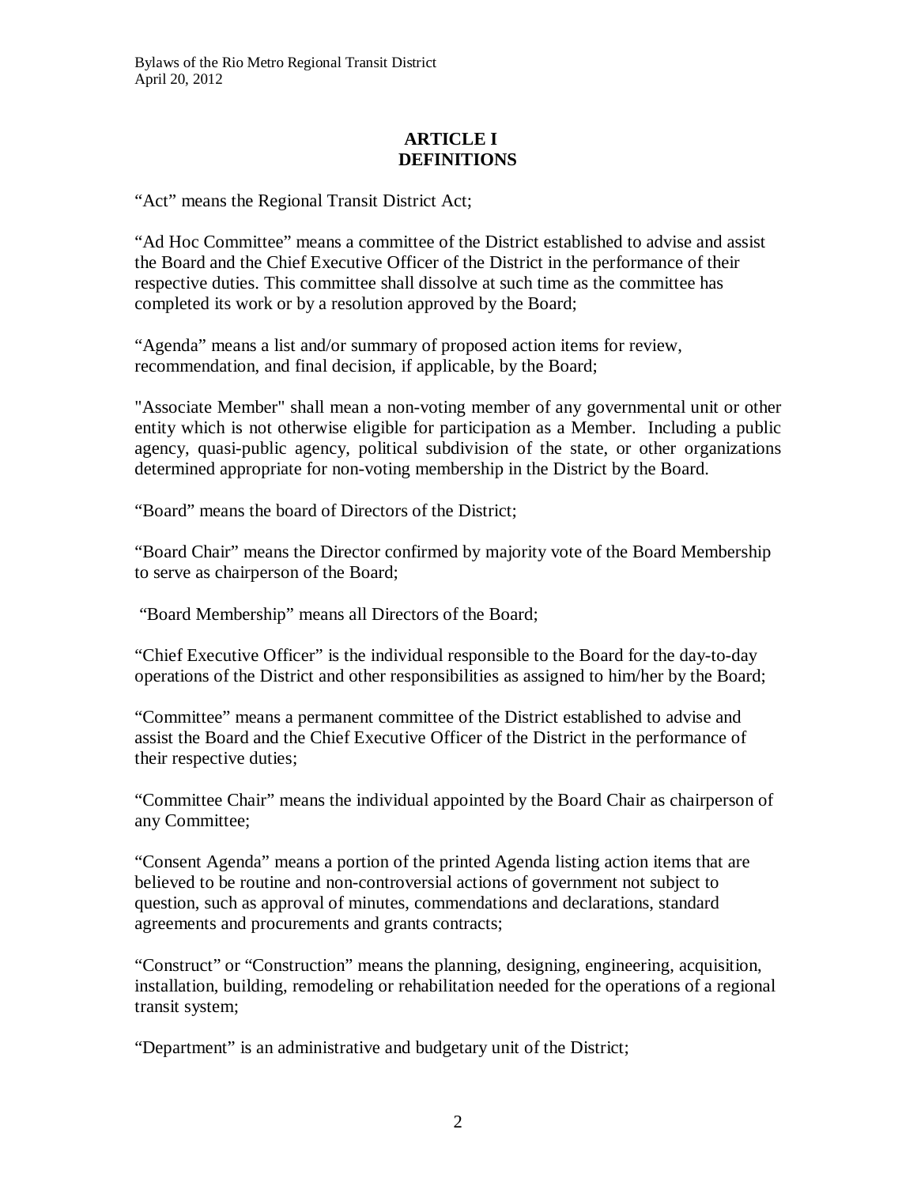# ARTICLE I
# DEFINITIONS

"Act" means the Regional Transit District Act;

"Ad Hoc Committee" means a committee of the District established to advise and assist the Board and the Chief Executive Officer of the District in the performance of their respective duties. This committee shall dissolve at such time as the committee has completed its work or by a resolution approved by the Board;

"Agenda" means a list and/or summary of proposed action items for review, recommendation, and final decision, if applicable, by the Board;

"Associate Member" shall mean a non-voting member of any governmental unit or other entity which is not otherwise eligible for participation as a Member. Including a public agency, quasi-public agency, political subdivision of the state, or other organizations determined appropriate for non-voting membership in the District by the Board.

"Board" means the board of Directors of the District;

"Board Chair" means the Director confirmed by majority vote of the Board Membership to serve as chairperson of the Board;

"Board Membership" means all Directors of the Board;

"Chief Executive Officer" is the individual responsible to the Board for the day-to-day operations of the District and other responsibilities as assigned to him/her by the Board;

"Committee" means a permanent committee of the District established to advise and assist the Board and the Chief Executive Officer of the District in the performance of their respective duties;

"Committee Chair" means the individual appointed by the Board Chair as chairperson of any Committee;

"Consent Agenda" means a portion of the printed Agenda listing action items that are believed to be routine and non-controversial actions of government not subject to question, such as approval of minutes, commendations and declarations, standard agreements and procurements and grants contracts;

"Construct" or "Construction" means the planning, designing, engineering, acquisition, installation, building, remodeling or rehabilitation needed for the operations of a regional transit system;

"Department" is an administrative and budgetary unit of the District;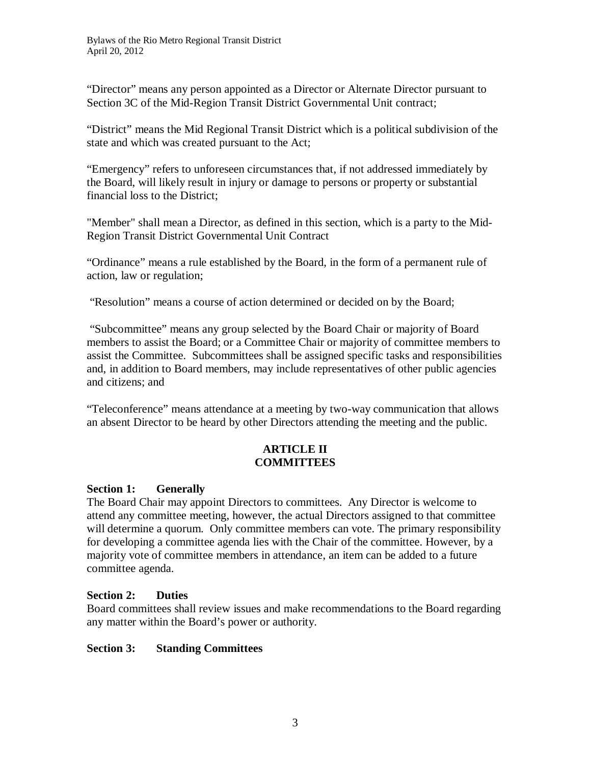"Director" means any person appointed as a Director or Alternate Director pursuant to Section 3C of the Mid-Region Transit District Governmental Unit contract;

"District" means the Mid Regional Transit District which is a political subdivision of the state and which was created pursuant to the Act;

"Emergency" refers to unforeseen circumstances that, if not addressed immediately by the Board, will likely result in injury or damage to persons or property or substantial financial loss to the District;

"Member" shall mean a Director, as defined in this section, which is a party to the Mid-Region Transit District Governmental Unit Contract

"Ordinance" means a rule established by the Board, in the form of a permanent rule of action, law or regulation;

"Resolution" means a course of action determined or decided on by the Board;

"Subcommittee" means any group selected by the Board Chair or majority of Board members to assist the Board; or a Committee Chair or majority of committee members to assist the Committee. Subcommittees shall be assigned specific tasks and responsibilities and, in addition to Board members, may include representatives of other public agencies and citizens; and

"Teleconference" means attendance at a meeting by two-way communication that allows an absent Director to be heard by other Directors attending the meeting and the public.

## ARTICLE II
## COMMITTEES

### Section 1: Generally

The Board Chair may appoint Directors to committees. Any Director is welcome to attend any committee meeting, however, the actual Directors assigned to that committee will determine a quorum. Only committee members can vote. The primary responsibility for developing a committee agenda lies with the Chair of the committee. However, by a majority vote of committee members in attendance, an item can be added to a future committee agenda.

### Section 2: Duties

Board committees shall review issues and make recommendations to the Board regarding any matter within the Board's power or authority.

### Section 3: Standing Committees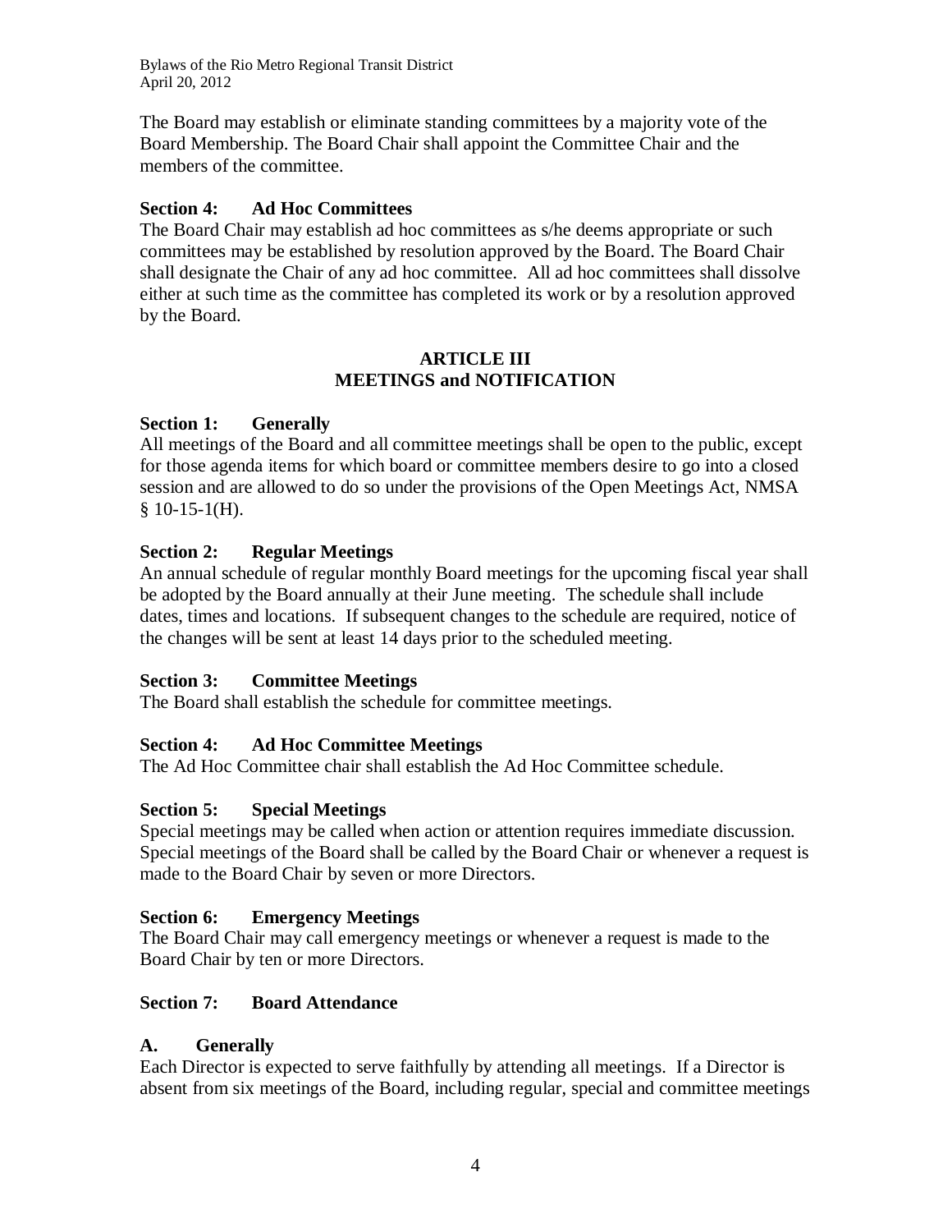The Board may establish or eliminate standing committees by a majority vote of the Board Membership. The Board Chair shall appoint the Committee Chair and the members of the committee.

**Section 4: Ad Hoc Committees**

The Board Chair may establish ad hoc committees as s/he deems appropriate or such committees may be established by resolution approved by the Board. The Board Chair shall designate the Chair of any ad hoc committee. All ad hoc committees shall dissolve either at such time as the committee has completed its work or by a resolution approved by the Board.

## ARTICLE III
## MEETINGS and NOTIFICATION

**Section 1: Generally**

All meetings of the Board and all committee meetings shall be open to the public, except for those agenda items for which board or committee members desire to go into a closed session and are allowed to do so under the provisions of the Open Meetings Act, NMSA § 10-15-1(H).

**Section 2: Regular Meetings**

An annual schedule of regular monthly Board meetings for the upcoming fiscal year shall be adopted by the Board annually at their June meeting. The schedule shall include dates, times and locations. If subsequent changes to the schedule are required, notice of the changes will be sent at least 14 days prior to the scheduled meeting.

**Section 3: Committee Meetings**

The Board shall establish the schedule for committee meetings.

**Section 4: Ad Hoc Committee Meetings**

The Ad Hoc Committee chair shall establish the Ad Hoc Committee schedule.

**Section 5: Special Meetings**

Special meetings may be called when action or attention requires immediate discussion. Special meetings of the Board shall be called by the Board Chair or whenever a request is made to the Board Chair by seven or more Directors.

**Section 6: Emergency Meetings**

The Board Chair may call emergency meetings or whenever a request is made to the Board Chair by ten or more Directors.

**Section 7: Board Attendance**

**A. Generally**

Each Director is expected to serve faithfully by attending all meetings. If a Director is absent from six meetings of the Board, including regular, special and committee meetings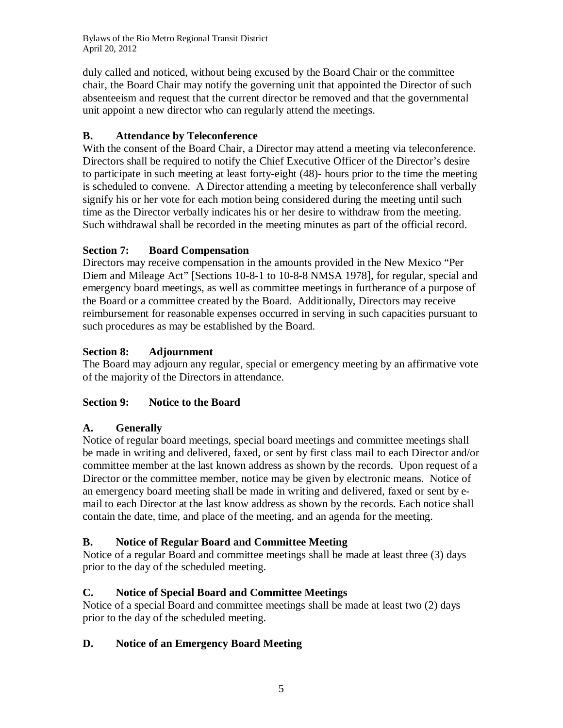duly called and noticed, without being excused by the Board Chair or the committee chair, the Board Chair may notify the governing unit that appointed the Director of such absenteeism and request that the current director be removed and that the governmental unit appoint a new director who can regularly attend the meetings.

### B. Attendance by Teleconference

With the consent of the Board Chair, a Director may attend a meeting via teleconference. Directors shall be required to notify the Chief Executive Officer of the Director's desire to participate in such meeting at least forty-eight (48)- hours prior to the time the meeting is scheduled to convene. A Director attending a meeting by teleconference shall verbally signify his or her vote for each motion being considered during the meeting until such time as the Director verbally indicates his or her desire to withdraw from the meeting. Such withdrawal shall be recorded in the meeting minutes as part of the official record.

## Section 7: Board Compensation

Directors may receive compensation in the amounts provided in the New Mexico "Per Diem and Mileage Act" [Sections 10-8-1 to 10-8-8 NMSA 1978], for regular, special and emergency board meetings, as well as committee meetings in furtherance of a purpose of the Board or a committee created by the Board. Additionally, Directors may receive reimbursement for reasonable expenses occurred in serving in such capacities pursuant to such procedures as may be established by the Board.

## Section 8: Adjournment

The Board may adjourn any regular, special or emergency meeting by an affirmative vote of the majority of the Directors in attendance.

## Section 9: Notice to the Board

### A. Generally

Notice of regular board meetings, special board meetings and committee meetings shall be made in writing and delivered, faxed, or sent by first class mail to each Director and/or committee member at the last known address as shown by the records. Upon request of a Director or the committee member, notice may be given by electronic means. Notice of an emergency board meeting shall be made in writing and delivered, faxed or sent by e-mail to each Director at the last know address as shown by the records. Each notice shall contain the date, time, and place of the meeting, and an agenda for the meeting.

### B. Notice of Regular Board and Committee Meeting

Notice of a regular Board and committee meetings shall be made at least three (3) days prior to the day of the scheduled meeting.

### C. Notice of Special Board and Committee Meetings

Notice of a special Board and committee meetings shall be made at least two (2) days prior to the day of the scheduled meeting.

### D. Notice of an Emergency Board Meeting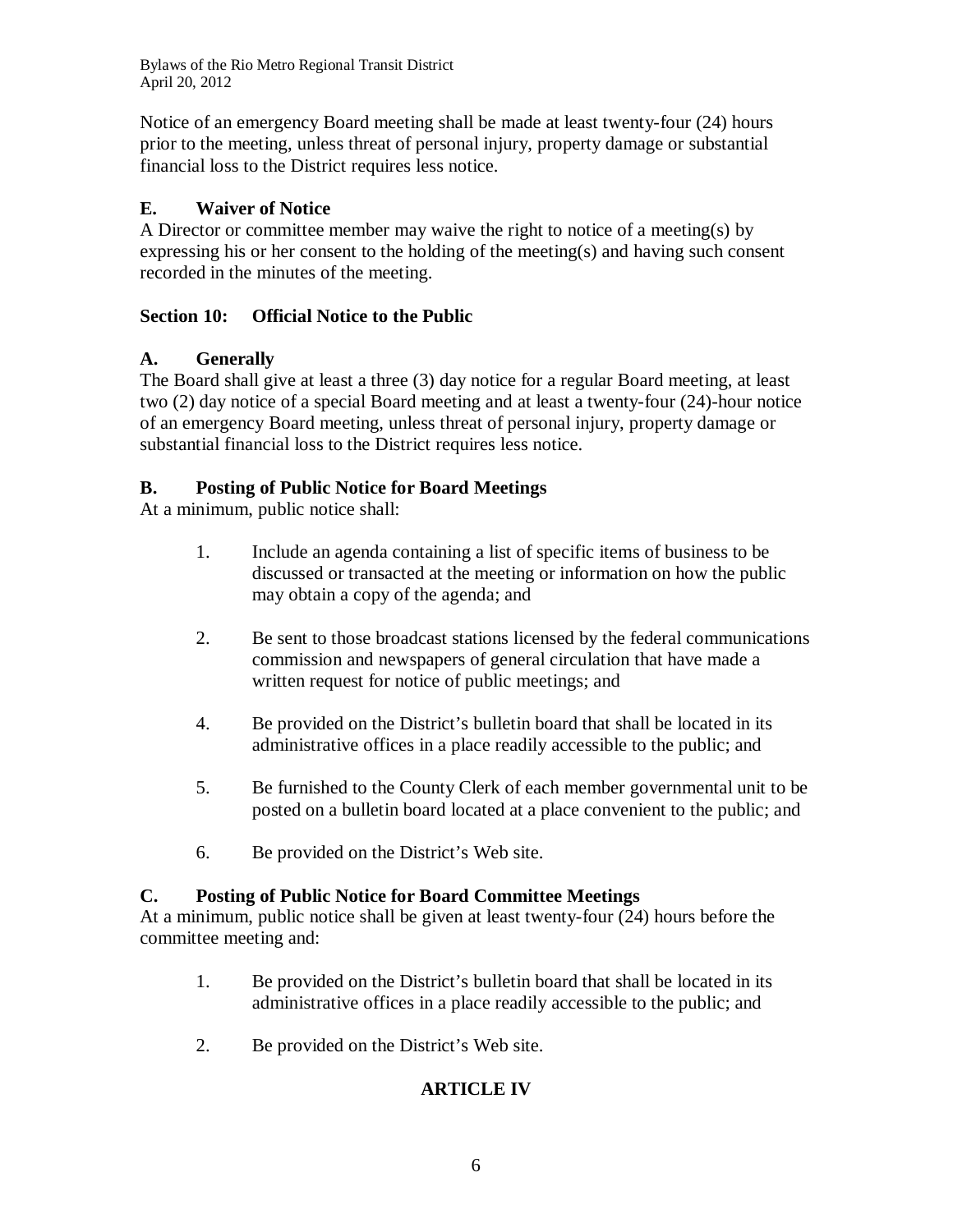Notice of an emergency Board meeting shall be made at least twenty-four (24) hours prior to the meeting, unless threat of personal injury, property damage or substantial financial loss to the District requires less notice.

### E. Waiver of Notice

A Director or committee member may waive the right to notice of a meeting(s) by expressing his or her consent to the holding of the meeting(s) and having such consent recorded in the minutes of the meeting.

## Section 10: Official Notice to the Public

### A. Generally

The Board shall give at least a three (3) day notice for a regular Board meeting, at least two (2) day notice of a special Board meeting and at least a twenty-four (24)-hour notice of an emergency Board meeting, unless threat of personal injury, property damage or substantial financial loss to the District requires less notice.

### B. Posting of Public Notice for Board Meetings

At a minimum, public notice shall:

1. Include an agenda containing a list of specific items of business to be discussed or transacted at the meeting or information on how the public may obtain a copy of the agenda; and

2. Be sent to those broadcast stations licensed by the federal communications commission and newspapers of general circulation that have made a written request for notice of public meetings; and

4. Be provided on the District's bulletin board that shall be located in its administrative offices in a place readily accessible to the public; and

5. Be furnished to the County Clerk of each member governmental unit to be posted on a bulletin board located at a place convenient to the public; and

6. Be provided on the District's Web site.

### C. Posting of Public Notice for Board Committee Meetings

At a minimum, public notice shall be given at least twenty-four (24) hours before the committee meeting and:

1. Be provided on the District's bulletin board that shall be located in its administrative offices in a place readily accessible to the public; and

2. Be provided on the District's Web site.

# ARTICLE IV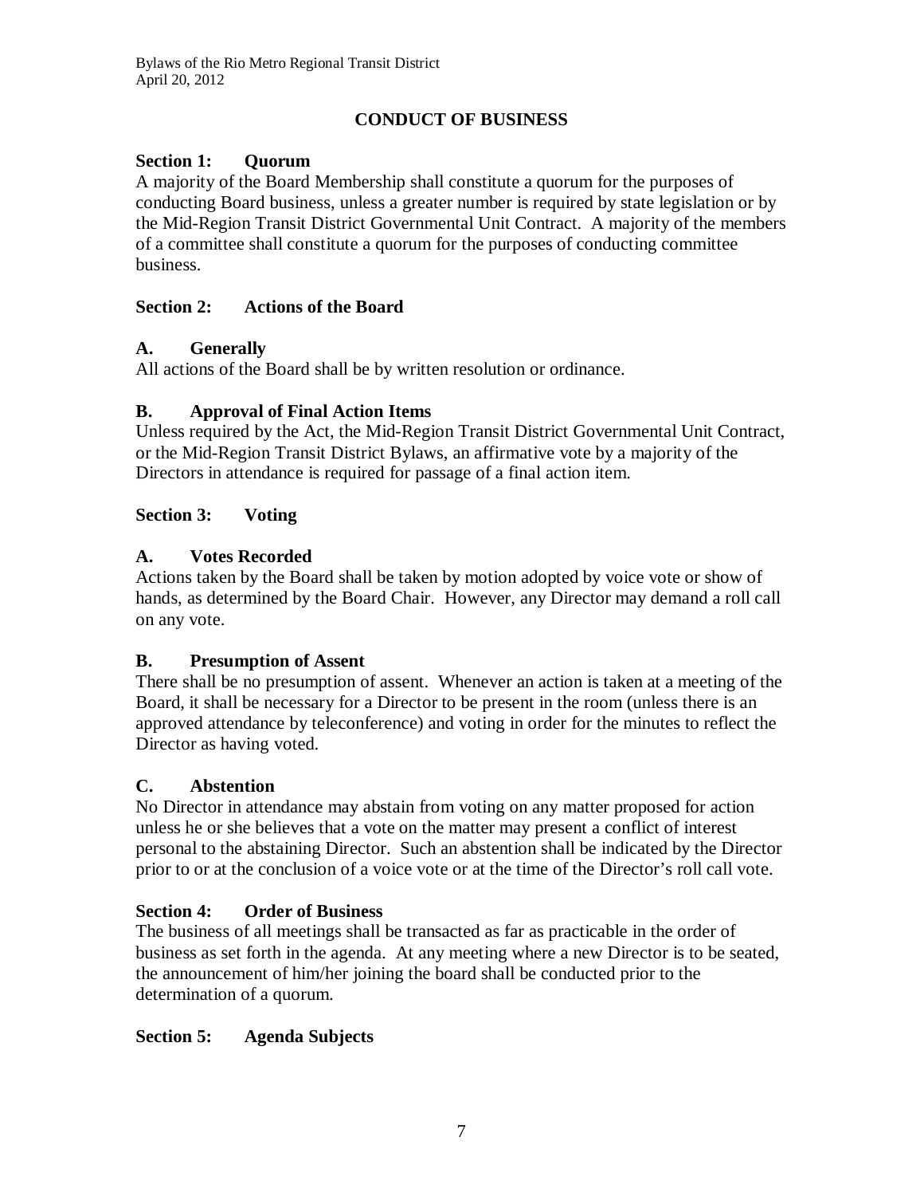## CONDUCT OF BUSINESS

### Section 1: Quorum

A majority of the Board Membership shall constitute a quorum for the purposes of conducting Board business, unless a greater number is required by state legislation or by the Mid-Region Transit District Governmental Unit Contract. A majority of the members of a committee shall constitute a quorum for the purposes of conducting committee business.

### Section 2: Actions of the Board

#### A. Generally

All actions of the Board shall be by written resolution or ordinance.

#### B. Approval of Final Action Items

Unless required by the Act, the Mid-Region Transit District Governmental Unit Contract, or the Mid-Region Transit District Bylaws, an affirmative vote by a majority of the Directors in attendance is required for passage of a final action item.

### Section 3: Voting

#### A. Votes Recorded

Actions taken by the Board shall be taken by motion adopted by voice vote or show of hands, as determined by the Board Chair. However, any Director may demand a roll call on any vote.

#### B. Presumption of Assent

There shall be no presumption of assent. Whenever an action is taken at a meeting of the Board, it shall be necessary for a Director to be present in the room (unless there is an approved attendance by teleconference) and voting in order for the minutes to reflect the Director as having voted.

#### C. Abstention

No Director in attendance may abstain from voting on any matter proposed for action unless he or she believes that a vote on the matter may present a conflict of interest personal to the abstaining Director. Such an abstention shall be indicated by the Director prior to or at the conclusion of a voice vote or at the time of the Director's roll call vote.

### Section 4: Order of Business

The business of all meetings shall be transacted as far as practicable in the order of business as set forth in the agenda. At any meeting where a new Director is to be seated, the announcement of him/her joining the board shall be conducted prior to the determination of a quorum.

### Section 5: Agenda Subjects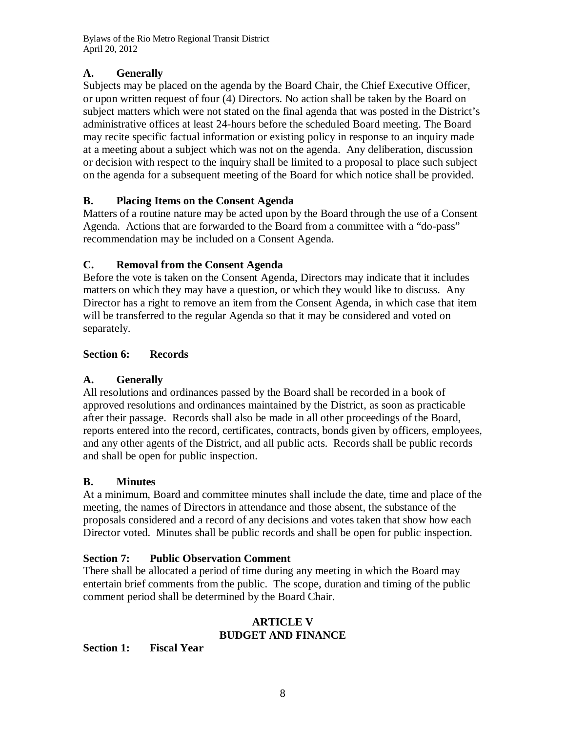### A. Generally

Subjects may be placed on the agenda by the Board Chair, the Chief Executive Officer, or upon written request of four (4) Directors. No action shall be taken by the Board on subject matters which were not stated on the final agenda that was posted in the District's administrative offices at least 24-hours before the scheduled Board meeting. The Board may recite specific factual information or existing policy in response to an inquiry made at a meeting about a subject which was not on the agenda. Any deliberation, discussion or decision with respect to the inquiry shall be limited to a proposal to place such subject on the agenda for a subsequent meeting of the Board for which notice shall be provided.

### B. Placing Items on the Consent Agenda

Matters of a routine nature may be acted upon by the Board through the use of a Consent Agenda. Actions that are forwarded to the Board from a committee with a "do-pass" recommendation may be included on a Consent Agenda.

### C. Removal from the Consent Agenda

Before the vote is taken on the Consent Agenda, Directors may indicate that it includes matters on which they may have a question, or which they would like to discuss. Any Director has a right to remove an item from the Consent Agenda, in which case that item will be transferred to the regular Agenda so that it may be considered and voted on separately.

## Section 6: Records

### A. Generally

All resolutions and ordinances passed by the Board shall be recorded in a book of approved resolutions and ordinances maintained by the District, as soon as practicable after their passage. Records shall also be made in all other proceedings of the Board, reports entered into the record, certificates, contracts, bonds given by officers, employees, and any other agents of the District, and all public acts. Records shall be public records and shall be open for public inspection.

### B. Minutes

At a minimum, Board and committee minutes shall include the date, time and place of the meeting, the names of Directors in attendance and those absent, the substance of the proposals considered and a record of any decisions and votes taken that show how each Director voted. Minutes shall be public records and shall be open for public inspection.

## Section 7: Public Observation Comment

There shall be allocated a period of time during any meeting in which the Board may entertain brief comments from the public. The scope, duration and timing of the public comment period shall be determined by the Board Chair.

# ARTICLE V
# BUDGET AND FINANCE

## Section 1: Fiscal Year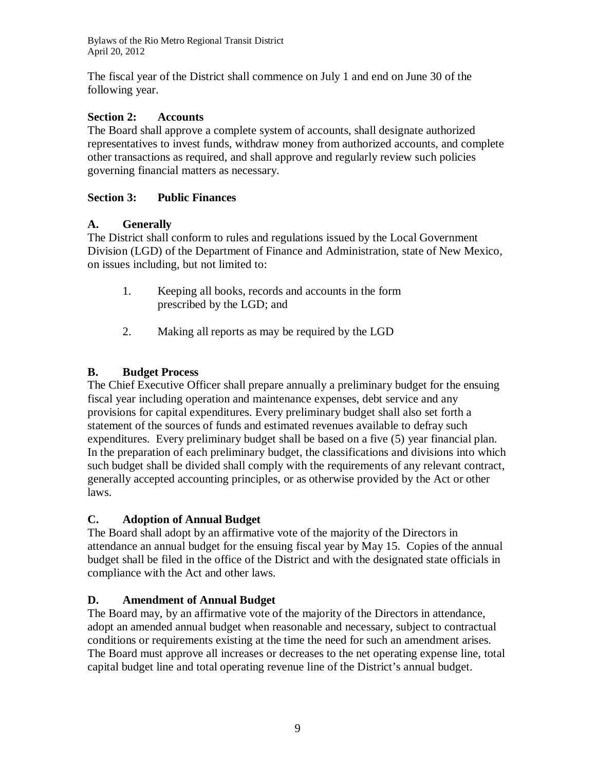The fiscal year of the District shall commence on July 1 and end on June 30 of the following year.

### Section 2: Accounts

The Board shall approve a complete system of accounts, shall designate authorized representatives to invest funds, withdraw money from authorized accounts, and complete other transactions as required, and shall approve and regularly review such policies governing financial matters as necessary.

### Section 3: Public Finances

#### A. Generally

The District shall conform to rules and regulations issued by the Local Government Division (LGD) of the Department of Finance and Administration, state of New Mexico, on issues including, but not limited to:

1. Keeping all books, records and accounts in the form prescribed by the LGD; and

2. Making all reports as may be required by the LGD

#### B. Budget Process

The Chief Executive Officer shall prepare annually a preliminary budget for the ensuing fiscal year including operation and maintenance expenses, debt service and any provisions for capital expenditures. Every preliminary budget shall also set forth a statement of the sources of funds and estimated revenues available to defray such expenditures. Every preliminary budget shall be based on a five (5) year financial plan. In the preparation of each preliminary budget, the classifications and divisions into which such budget shall be divided shall comply with the requirements of any relevant contract, generally accepted accounting principles, or as otherwise provided by the Act or other laws.

#### C. Adoption of Annual Budget

The Board shall adopt by an affirmative vote of the majority of the Directors in attendance an annual budget for the ensuing fiscal year by May 15. Copies of the annual budget shall be filed in the office of the District and with the designated state officials in compliance with the Act and other laws.

#### D. Amendment of Annual Budget

The Board may, by an affirmative vote of the majority of the Directors in attendance, adopt an amended annual budget when reasonable and necessary, subject to contractual conditions or requirements existing at the time the need for such an amendment arises. The Board must approve all increases or decreases to the net operating expense line, total capital budget line and total operating revenue line of the District's annual budget.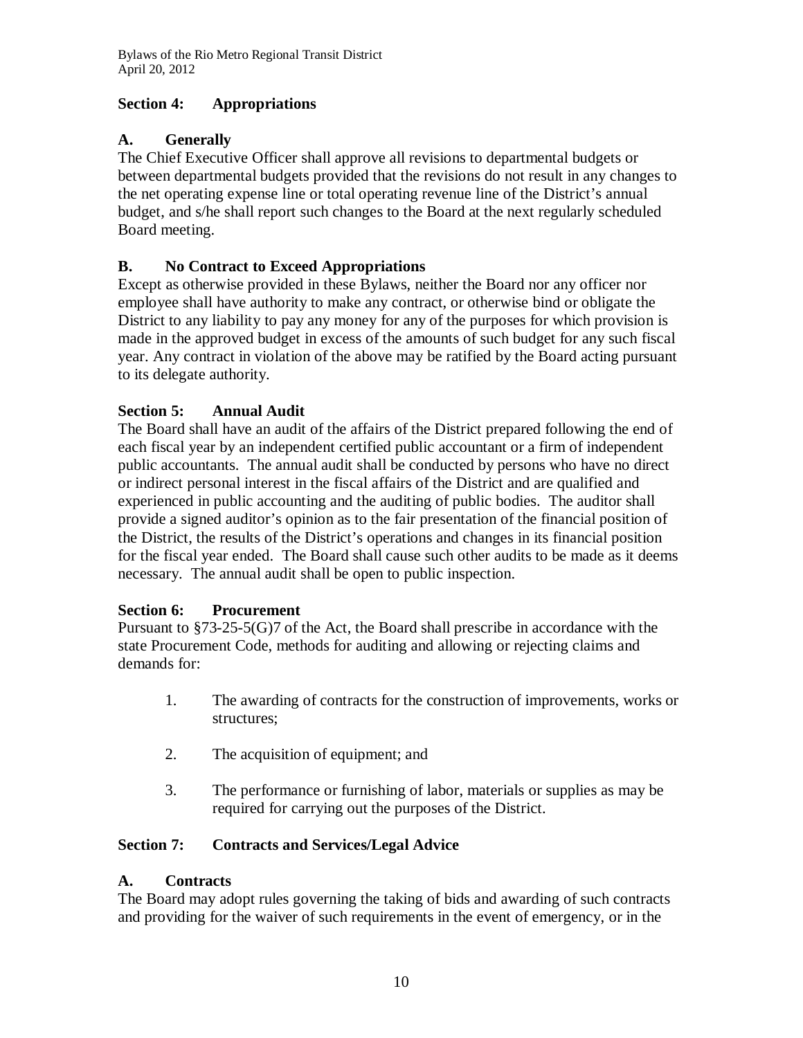## Section 4: Appropriations

### A. Generally

The Chief Executive Officer shall approve all revisions to departmental budgets or between departmental budgets provided that the revisions do not result in any changes to the net operating expense line or total operating revenue line of the District's annual budget, and s/he shall report such changes to the Board at the next regularly scheduled Board meeting.

### B. No Contract to Exceed Appropriations

Except as otherwise provided in these Bylaws, neither the Board nor any officer nor employee shall have authority to make any contract, or otherwise bind or obligate the District to any liability to pay any money for any of the purposes for which provision is made in the approved budget in excess of the amounts of such budget for any such fiscal year. Any contract in violation of the above may be ratified by the Board acting pursuant to its delegate authority.

## Section 5: Annual Audit

The Board shall have an audit of the affairs of the District prepared following the end of each fiscal year by an independent certified public accountant or a firm of independent public accountants. The annual audit shall be conducted by persons who have no direct or indirect personal interest in the fiscal affairs of the District and are qualified and experienced in public accounting and the auditing of public bodies. The auditor shall provide a signed auditor's opinion as to the fair presentation of the financial position of the District, the results of the District's operations and changes in its financial position for the fiscal year ended. The Board shall cause such other audits to be made as it deems necessary. The annual audit shall be open to public inspection.

## Section 6: Procurement

Pursuant to §73-25-5(G)7 of the Act, the Board shall prescribe in accordance with the state Procurement Code, methods for auditing and allowing or rejecting claims and demands for:

1. The awarding of contracts for the construction of improvements, works or structures;
2. The acquisition of equipment; and
3. The performance or furnishing of labor, materials or supplies as may be required for carrying out the purposes of the District.

## Section 7: Contracts and Services/Legal Advice

### A. Contracts

The Board may adopt rules governing the taking of bids and awarding of such contracts and providing for the waiver of such requirements in the event of emergency, or in the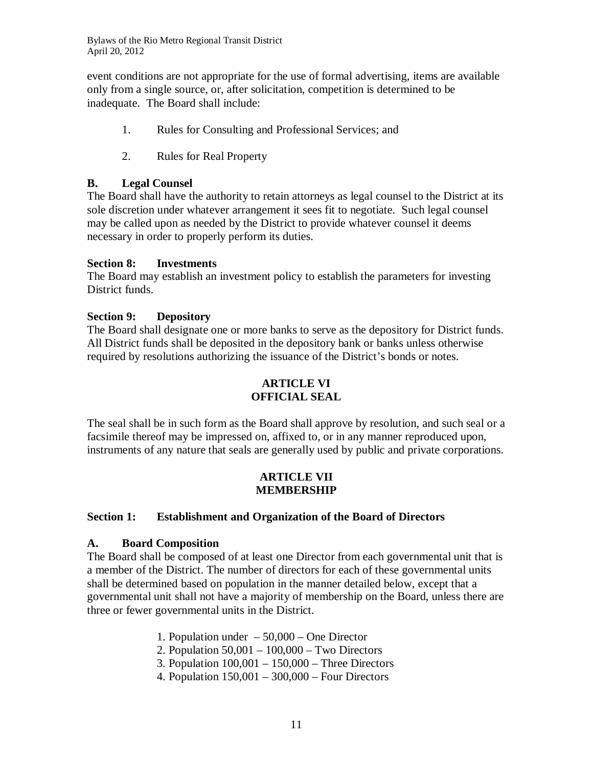event conditions are not appropriate for the use of formal advertising, items are available only from a single source, or, after solicitation, competition is determined to be inadequate. The Board shall include:

1. Rules for Consulting and Professional Services; and
2. Rules for Real Property

**B. Legal Counsel**
The Board shall have the authority to retain attorneys as legal counsel to the District at its sole discretion under whatever arrangement it sees fit to negotiate. Such legal counsel may be called upon as needed by the District to provide whatever counsel it deems necessary in order to properly perform its duties.

**Section 8: Investments**
The Board may establish an investment policy to establish the parameters for investing District funds.

**Section 9: Depository**
The Board shall designate one or more banks to serve as the depository for District funds. All District funds shall be deposited in the depository bank or banks unless otherwise required by resolutions authorizing the issuance of the District's bonds or notes.

## ARTICLE VI
## OFFICIAL SEAL

The seal shall be in such form as the Board shall approve by resolution, and such seal or a facsimile thereof may be impressed on, affixed to, or in any manner reproduced upon, instruments of any nature that seals are generally used by public and private corporations.

## ARTICLE VII
## MEMBERSHIP

**Section 1: Establishment and Organization of the Board of Directors**

**A. Board Composition**
The Board shall be composed of at least one Director from each governmental unit that is a member of the District. The number of directors for each of these governmental units shall be determined based on population in the manner detailed below, except that a governmental unit shall not have a majority of membership on the Board, unless there are three or fewer governmental units in the District.

1. Population under – 50,000 – One Director
2. Population 50,001 – 100,000 – Two Directors
3. Population 100,001 – 150,000 – Three Directors
4. Population 150,001 – 300,000 – Four Directors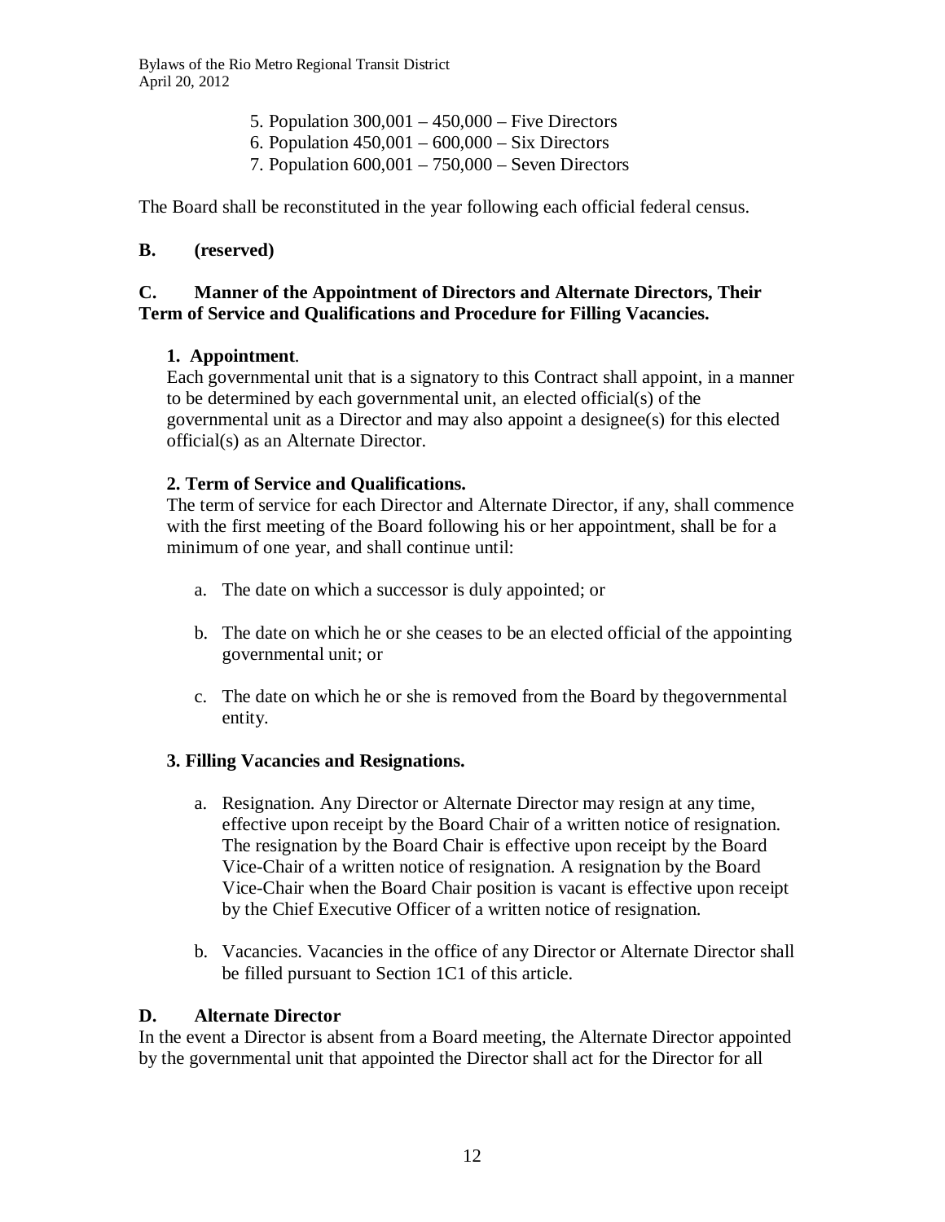5. Population 300,001 – 450,000 – Five Directors
6. Population 450,001 – 600,000 – Six Directors
7. Population 600,001 – 750,000 – Seven Directors

The Board shall be reconstituted in the year following each official federal census.

**B. (reserved)**

**C. Manner of the Appointment of Directors and Alternate Directors, Their Term of Service and Qualifications and Procedure for Filling Vacancies.**

**1. Appointment**.
Each governmental unit that is a signatory to this Contract shall appoint, in a manner to be determined by each governmental unit, an elected official(s) of the governmental unit as a Director and may also appoint a designee(s) for this elected official(s) as an Alternate Director.

**2. Term of Service and Qualifications.**
The term of service for each Director and Alternate Director, if any, shall commence with the first meeting of the Board following his or her appointment, shall be for a minimum of one year, and shall continue until:

a. The date on which a successor is duly appointed; or

b. The date on which he or she ceases to be an elected official of the appointing governmental unit; or

c. The date on which he or she is removed from the Board by thegovernmental entity.

**3. Filling Vacancies and Resignations.**

a. Resignation. Any Director or Alternate Director may resign at any time, effective upon receipt by the Board Chair of a written notice of resignation. The resignation by the Board Chair is effective upon receipt by the Board Vice-Chair of a written notice of resignation. A resignation by the Board Vice-Chair when the Board Chair position is vacant is effective upon receipt by the Chief Executive Officer of a written notice of resignation.

b. Vacancies. Vacancies in the office of any Director or Alternate Director shall be filled pursuant to Section 1C1 of this article.

**D. Alternate Director**
In the event a Director is absent from a Board meeting, the Alternate Director appointed by the governmental unit that appointed the Director shall act for the Director for all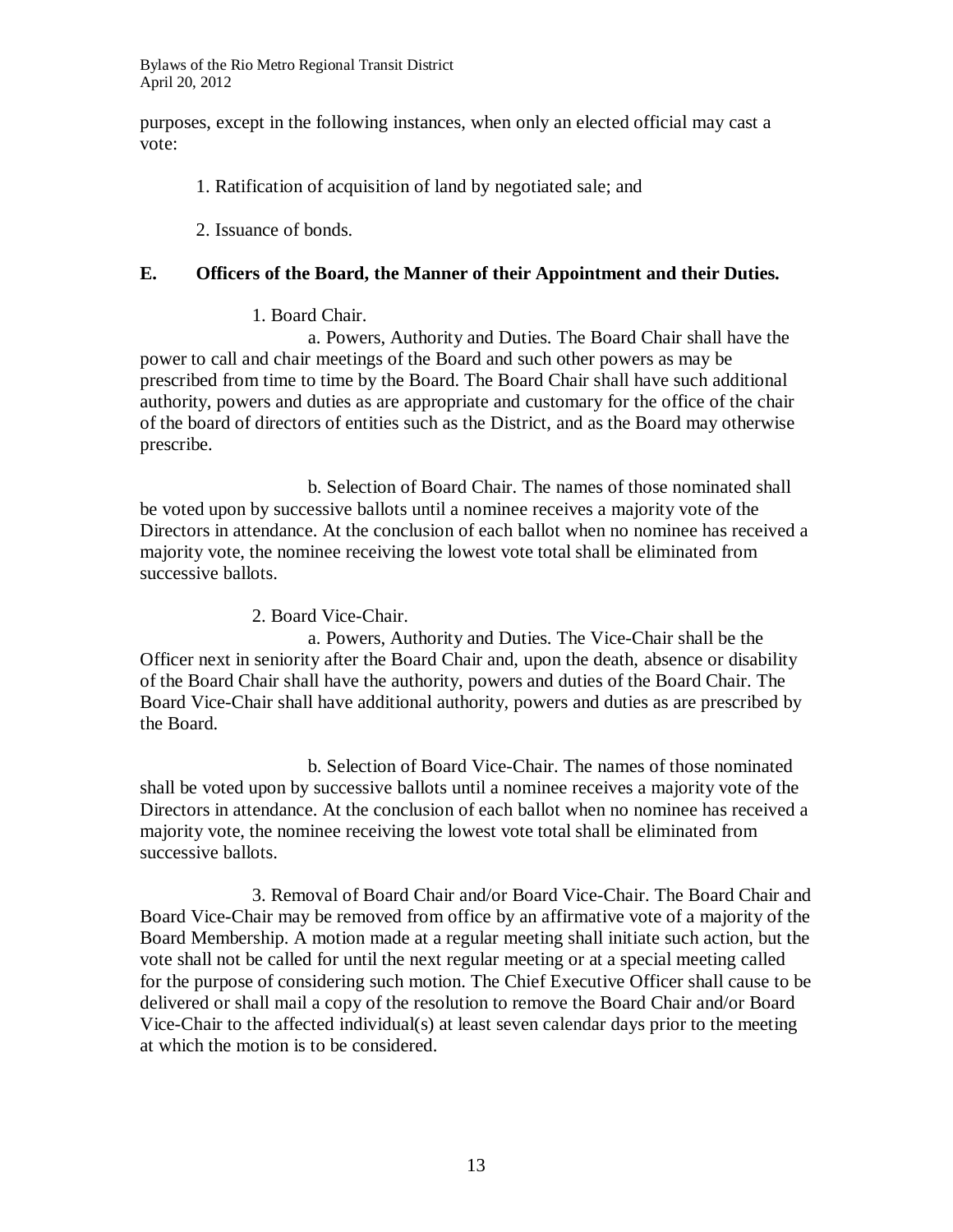purposes, except in the following instances, when only an elected official may cast a vote:

1. Ratification of acquisition of land by negotiated sale; and

2. Issuance of bonds.

## E. Officers of the Board, the Manner of their Appointment and their Duties.

1. Board Chair.

a. Powers, Authority and Duties. The Board Chair shall have the power to call and chair meetings of the Board and such other powers as may be prescribed from time to time by the Board. The Board Chair shall have such additional authority, powers and duties as are appropriate and customary for the office of the chair of the board of directors of entities such as the District, and as the Board may otherwise prescribe.

b. Selection of Board Chair. The names of those nominated shall be voted upon by successive ballots until a nominee receives a majority vote of the Directors in attendance. At the conclusion of each ballot when no nominee has received a majority vote, the nominee receiving the lowest vote total shall be eliminated from successive ballots.

2. Board Vice-Chair.

a. Powers, Authority and Duties. The Vice-Chair shall be the Officer next in seniority after the Board Chair and, upon the death, absence or disability of the Board Chair shall have the authority, powers and duties of the Board Chair. The Board Vice-Chair shall have additional authority, powers and duties as are prescribed by the Board.

b. Selection of Board Vice-Chair. The names of those nominated shall be voted upon by successive ballots until a nominee receives a majority vote of the Directors in attendance. At the conclusion of each ballot when no nominee has received a majority vote, the nominee receiving the lowest vote total shall be eliminated from successive ballots.

3. Removal of Board Chair and/or Board Vice-Chair. The Board Chair and Board Vice-Chair may be removed from office by an affirmative vote of a majority of the Board Membership. A motion made at a regular meeting shall initiate such action, but the vote shall not be called for until the next regular meeting or at a special meeting called for the purpose of considering such motion. The Chief Executive Officer shall cause to be delivered or shall mail a copy of the resolution to remove the Board Chair and/or Board Vice-Chair to the affected individual(s) at least seven calendar days prior to the meeting at which the motion is to be considered.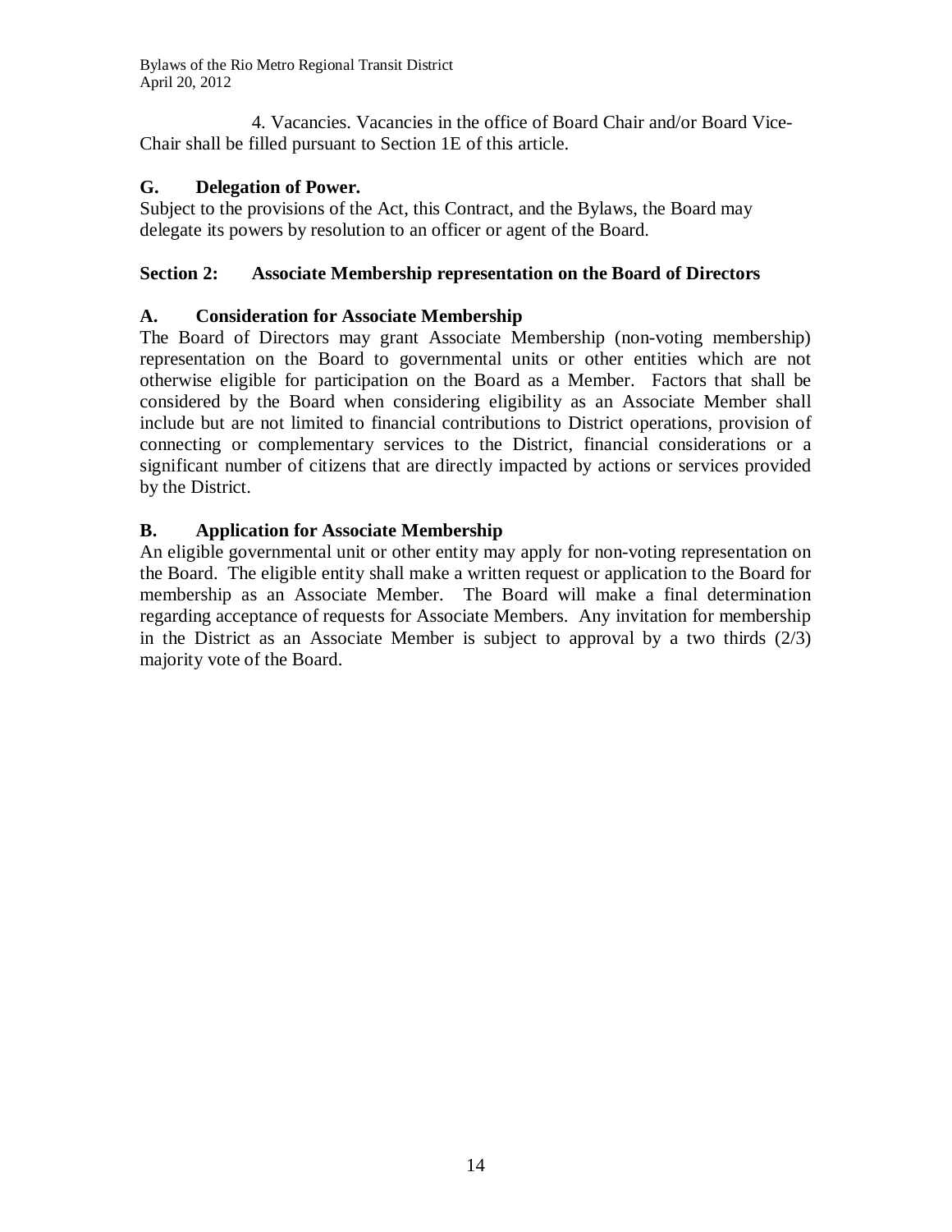4. Vacancies. Vacancies in the office of Board Chair and/or Board Vice-Chair shall be filled pursuant to Section 1E of this article.

### G. Delegation of Power.

Subject to the provisions of the Act, this Contract, and the Bylaws, the Board may delegate its powers by resolution to an officer or agent of the Board.

## Section 2: Associate Membership representation on the Board of Directors

### A. Consideration for Associate Membership

The Board of Directors may grant Associate Membership (non-voting membership) representation on the Board to governmental units or other entities which are not otherwise eligible for participation on the Board as a Member. Factors that shall be considered by the Board when considering eligibility as an Associate Member shall include but are not limited to financial contributions to District operations, provision of connecting or complementary services to the District, financial considerations or a significant number of citizens that are directly impacted by actions or services provided by the District.

### B. Application for Associate Membership

An eligible governmental unit or other entity may apply for non-voting representation on the Board. The eligible entity shall make a written request or application to the Board for membership as an Associate Member. The Board will make a final determination regarding acceptance of requests for Associate Members. Any invitation for membership in the District as an Associate Member is subject to approval by a two thirds (2/3) majority vote of the Board.